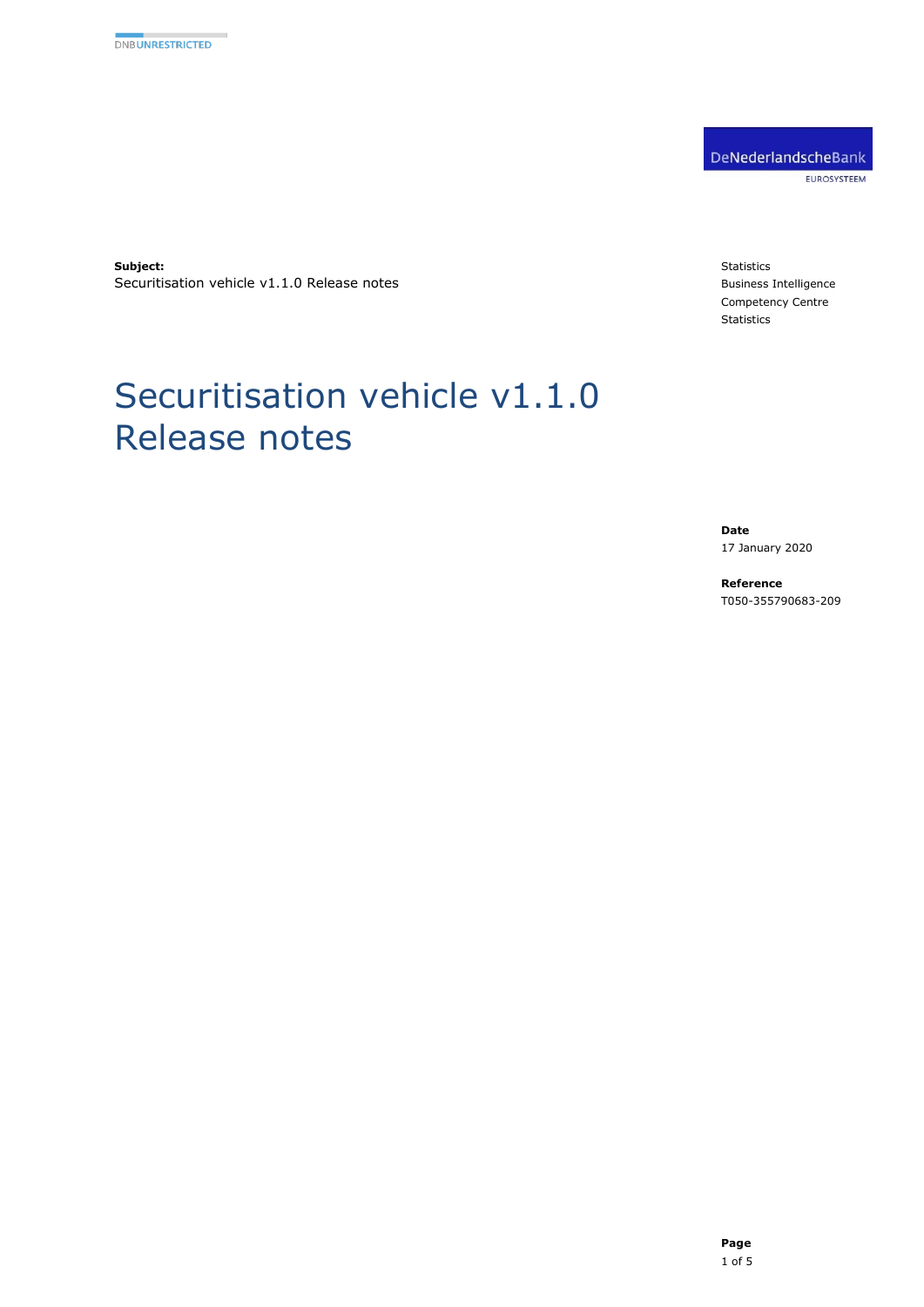DNBUNRESTRICTED

DeNederlandscheBank
EUROSYSTEEM

**Subject:**
Securitisation vehicle v1.1.0 Release notes

Statistics
Business Intelligence
Competency Centre
Statistics

# Securitisation vehicle v1.1.0 Release notes

**Date**
17 January 2020

**Reference**
T050-355790683-209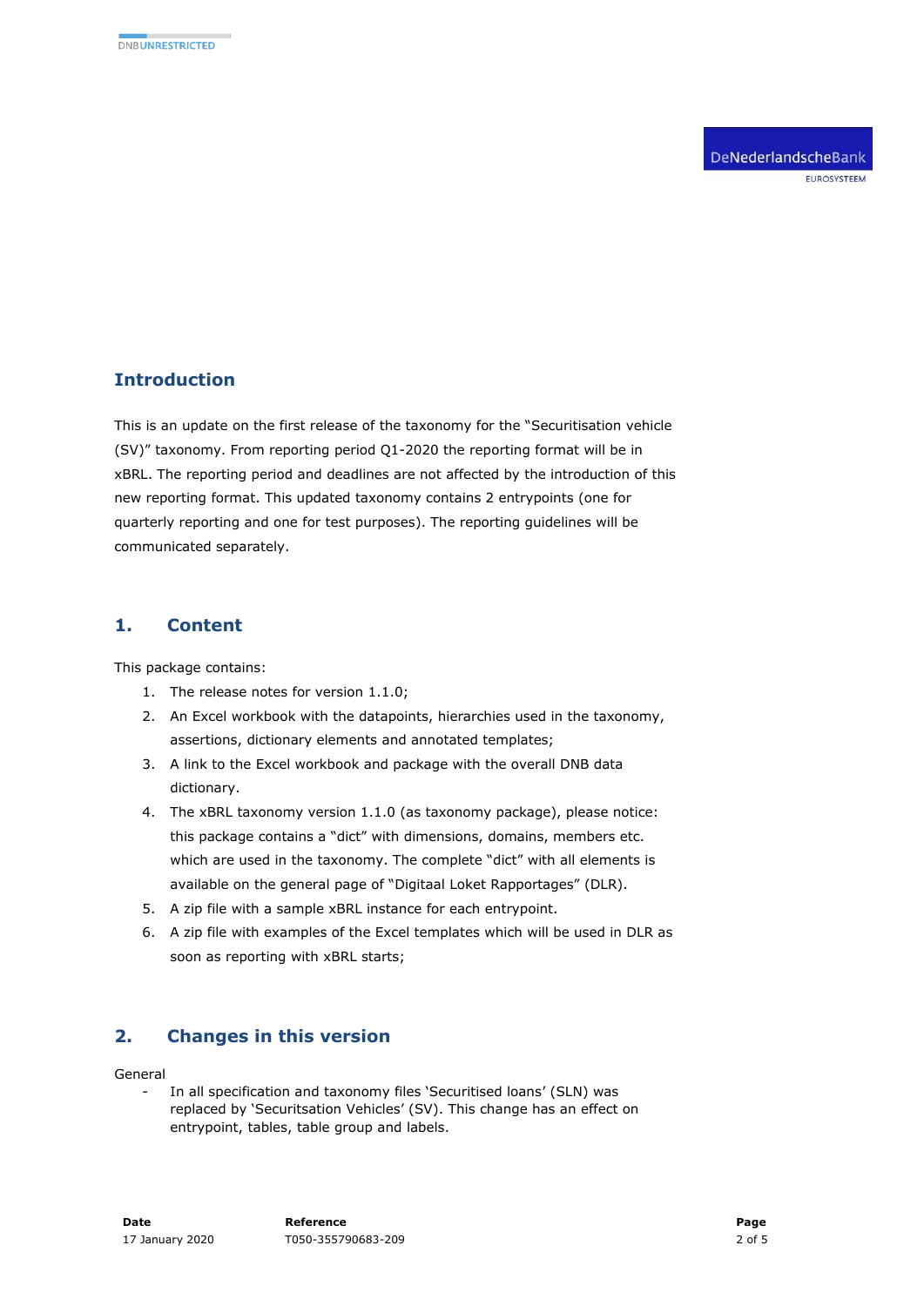## Introduction

This is an update on the first release of the taxonomy for the "Securitisation vehicle (SV)" taxonomy. From reporting period Q1-2020 the reporting format will be in xBRL. The reporting period and deadlines are not affected by the introduction of this new reporting format. This updated taxonomy contains 2 entrypoints (one for quarterly reporting and one for test purposes). The reporting guidelines will be communicated separately.

## 1. Content

This package contains:

1. The release notes for version 1.1.0;
2. An Excel workbook with the datapoints, hierarchies used in the taxonomy, assertions, dictionary elements and annotated templates;
3. A link to the Excel workbook and package with the overall DNB data dictionary.
4. The xBRL taxonomy version 1.1.0 (as taxonomy package), please notice: this package contains a "dict" with dimensions, domains, members etc. which are used in the taxonomy. The complete "dict" with all elements is available on the general page of "Digitaal Loket Rapportages" (DLR).
5. A zip file with a sample xBRL instance for each entrypoint.
6. A zip file with examples of the Excel templates which will be used in DLR as soon as reporting with xBRL starts;

## 2. Changes in this version

General

- In all specification and taxonomy files 'Securitised loans' (SLN) was replaced by 'Securitsation Vehicles' (SV). This change has an effect on entrypoint, tables, table group and labels.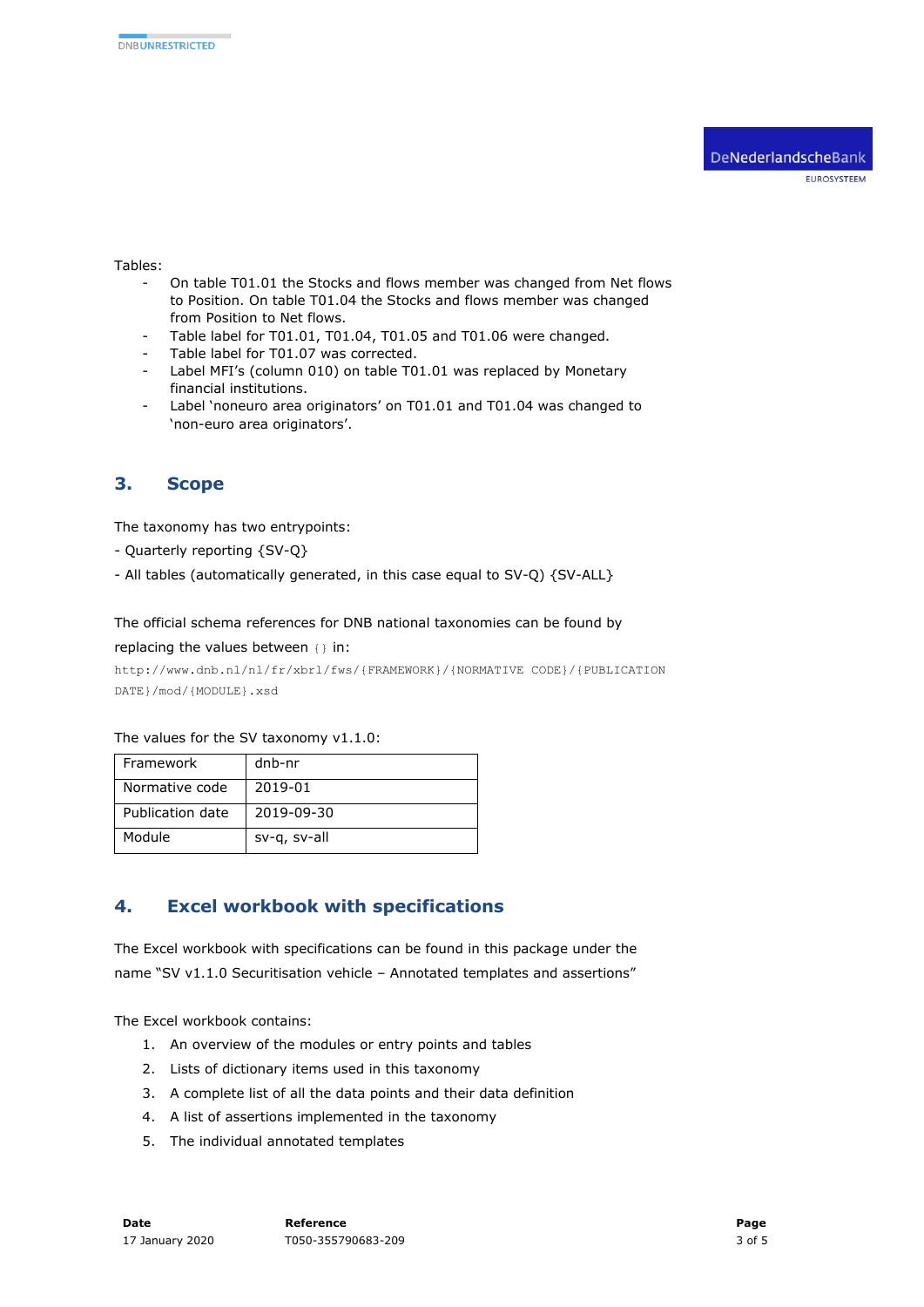Tables:

- On table T01.01 the Stocks and flows member was changed from Net flows to Position. On table T01.04 the Stocks and flows member was changed from Position to Net flows.
- Table label for T01.01, T01.04, T01.05 and T01.06 were changed.
- Table label for T01.07 was corrected.
- Label MFI's (column 010) on table T01.01 was replaced by Monetary financial institutions.
- Label 'noneuro area originators' on T01.01 and T01.04 was changed to 'non-euro area originators'.

## 3. Scope

The taxonomy has two entrypoints:

- Quarterly reporting {SV-Q}

- All tables (automatically generated, in this case equal to SV-Q) {SV-ALL}

The official schema references for DNB national taxonomies can be found by replacing the values between {} in:

```
http://www.dnb.nl/nl/fr/xbrl/fws/{FRAMEWORK}/{NORMATIVE CODE}/{PUBLICATION DATE}/mod/{MODULE}.xsd
```

The values for the SV taxonomy v1.1.0:

| Framework | dnb-nr |
|---|---|
| Normative code | 2019-01 |
| Publication date | 2019-09-30 |
| Module | sv-q, sv-all |

## 4. Excel workbook with specifications

The Excel workbook with specifications can be found in this package under the name "SV v1.1.0 Securitisation vehicle – Annotated templates and assertions"

The Excel workbook contains:

1. An overview of the modules or entry points and tables
2. Lists of dictionary items used in this taxonomy
3. A complete list of all the data points and their data definition
4. A list of assertions implemented in the taxonomy
5. The individual annotated templates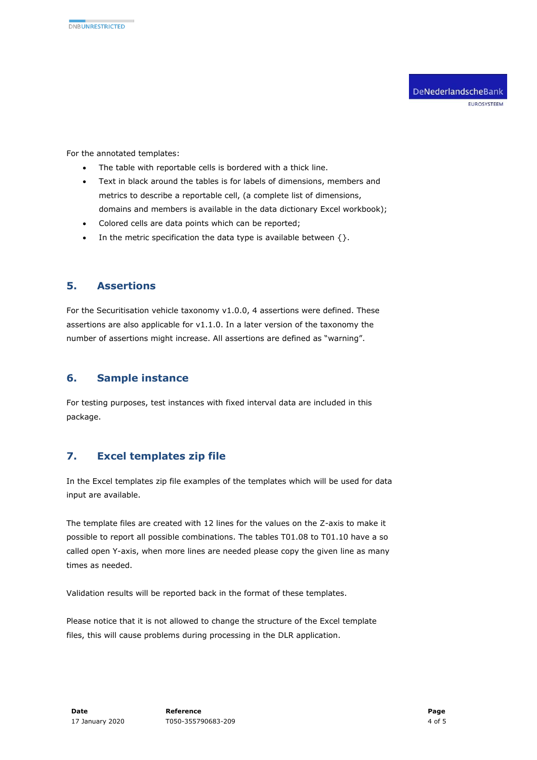For the annotated templates:

- The table with reportable cells is bordered with a thick line.
- Text in black around the tables is for labels of dimensions, members and metrics to describe a reportable cell, (a complete list of dimensions, domains and members is available in the data dictionary Excel workbook);
- Colored cells are data points which can be reported;
- In the metric specification the data type is available between {}.

## 5. Assertions

For the Securitisation vehicle taxonomy v1.0.0, 4 assertions were defined. These assertions are also applicable for v1.1.0. In a later version of the taxonomy the number of assertions might increase. All assertions are defined as "warning".

## 6. Sample instance

For testing purposes, test instances with fixed interval data are included in this package.

## 7. Excel templates zip file

In the Excel templates zip file examples of the templates which will be used for data input are available.

The template files are created with 12 lines for the values on the Z-axis to make it possible to report all possible combinations. The tables T01.08 to T01.10 have a so called open Y-axis, when more lines are needed please copy the given line as many times as needed.

Validation results will be reported back in the format of these templates.

Please notice that it is not allowed to change the structure of the Excel template files, this will cause problems during processing in the DLR application.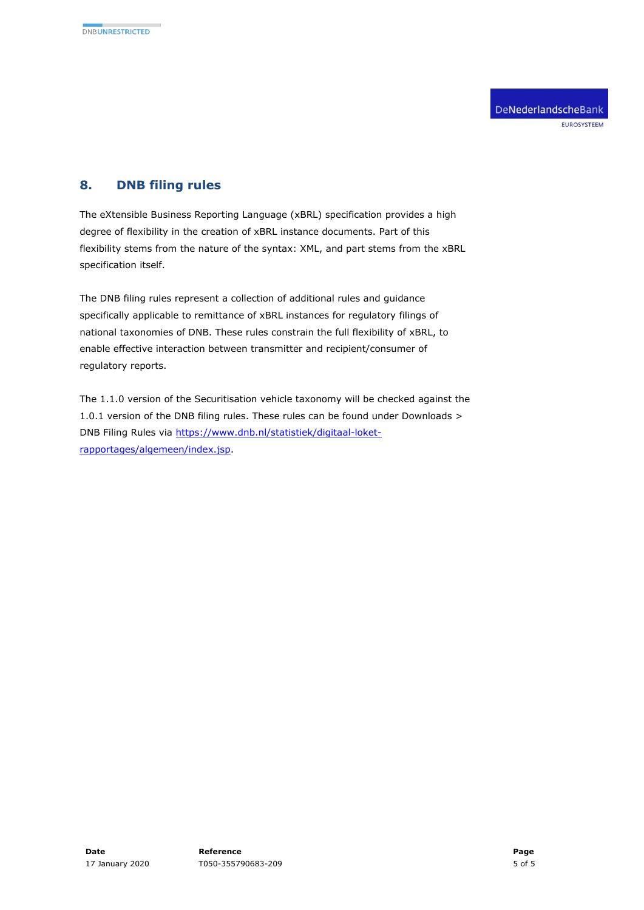## 8. DNB filing rules

The eXtensible Business Reporting Language (xBRL) specification provides a high degree of flexibility in the creation of xBRL instance documents. Part of this flexibility stems from the nature of the syntax: XML, and part stems from the xBRL specification itself.

The DNB filing rules represent a collection of additional rules and guidance specifically applicable to remittance of xBRL instances for regulatory filings of national taxonomies of DNB. These rules constrain the full flexibility of xBRL, to enable effective interaction between transmitter and recipient/consumer of regulatory reports.

The 1.1.0 version of the Securitisation vehicle taxonomy will be checked against the 1.0.1 version of the DNB filing rules. These rules can be found under Downloads > DNB Filing Rules via [https://www.dnb.nl/statistiek/digitaal-loket-rapportages/algemeen/index.jsp](https://www.dnb.nl/statistiek/digitaal-loket-rapportages/algemeen/index.jsp).